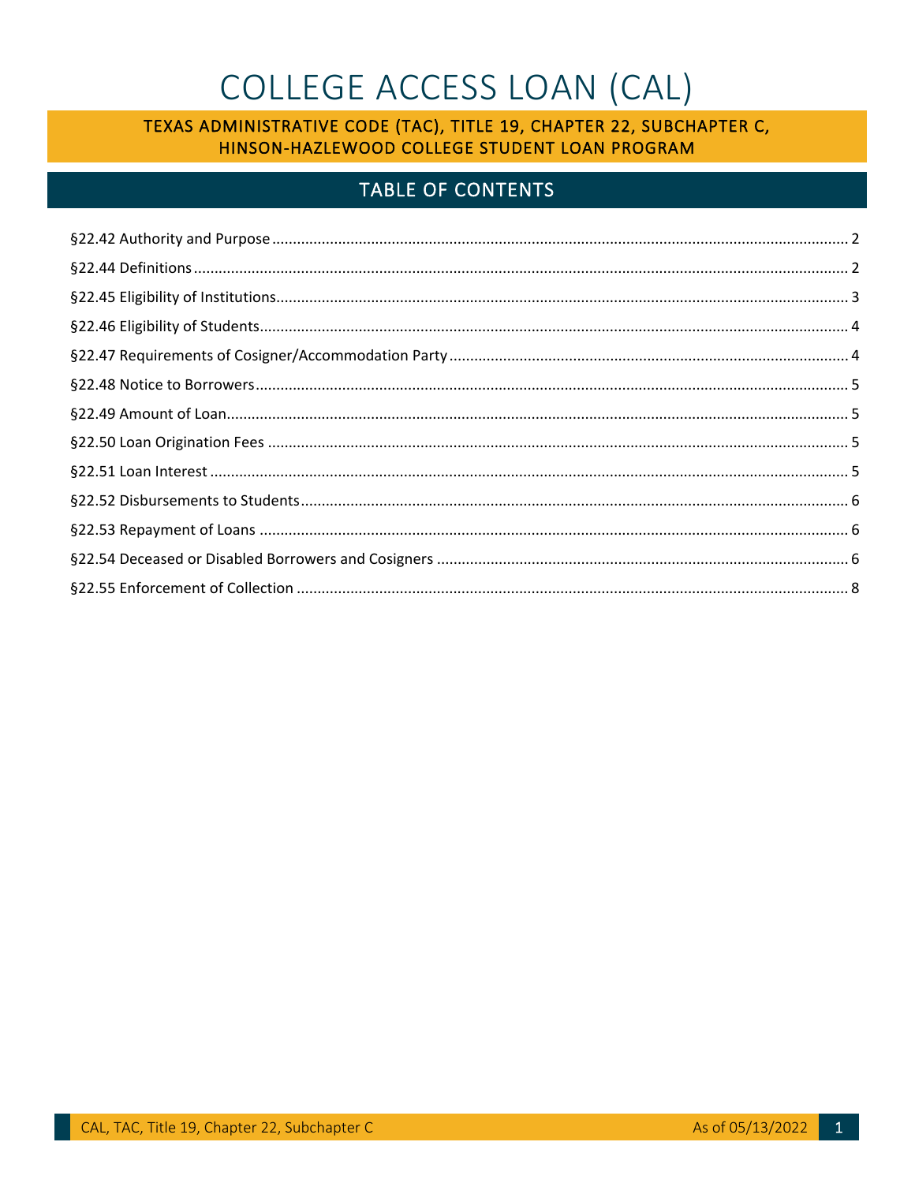# COLLEGE ACCESS LOAN (CAL)

## TEXAS ADMINISTRATIVE CODE (TAC), TITLE 19, CHAPTER 22, SUBCHAPTER C, HINSON-HAZLEWOOD COLLEGE STUDENT LOAN PROGRAM

## TABLE OF CONTENTS

§22.42 Authority and Purpose ........ 2

§22.44 Definitions ........ 2

§22.45 Eligibility of Institutions ........ 3

§22.46 Eligibility of Students ........ 4

§22.47 Requirements of Cosigner/Accommodation Party ........ 4

§22.48 Notice to Borrowers ........ 5

§22.49 Amount of Loan ........ 5

§22.50 Loan Origination Fees ........ 5

§22.51 Loan Interest ........ 5

§22.52 Disbursements to Students ........ 6

§22.53 Repayment of Loans ........ 6

§22.54 Deceased or Disabled Borrowers and Cosigners ........ 6

§22.55 Enforcement of Collection ........ 8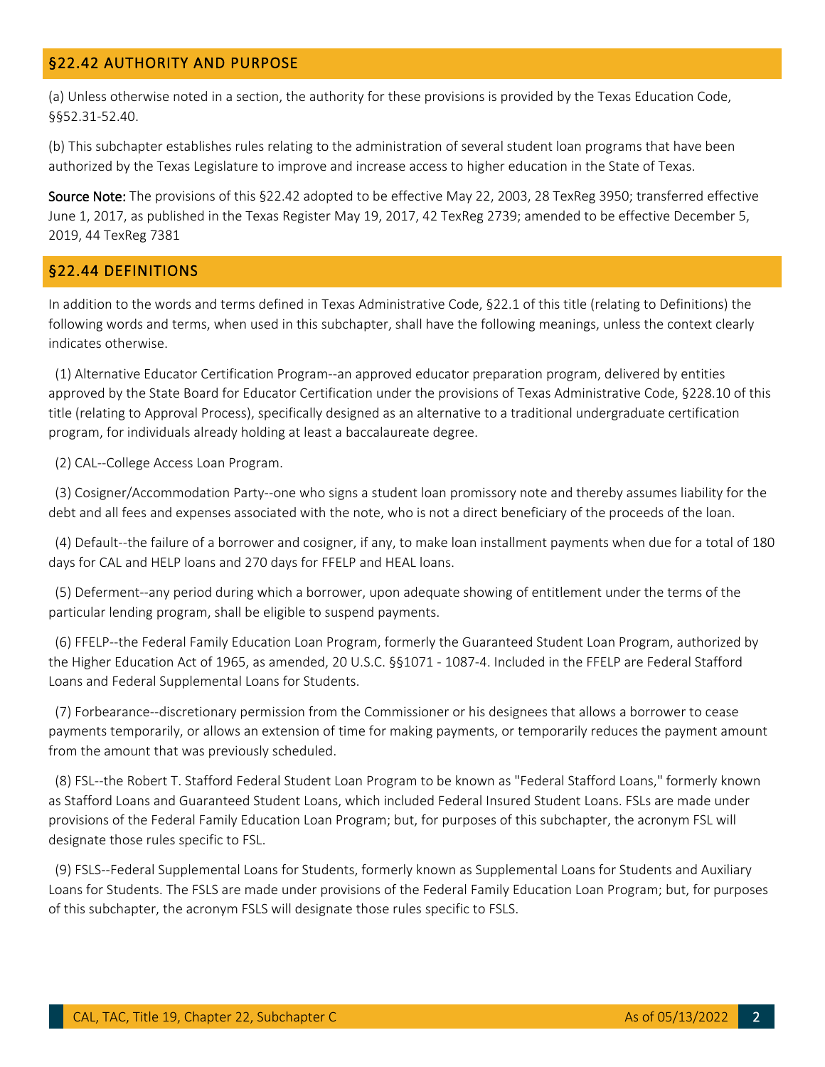## §22.42 AUTHORITY AND PURPOSE

(a) Unless otherwise noted in a section, the authority for these provisions is provided by the Texas Education Code, §§52.31-52.40.

(b) This subchapter establishes rules relating to the administration of several student loan programs that have been authorized by the Texas Legislature to improve and increase access to higher education in the State of Texas.

**Source Note:** The provisions of this §22.42 adopted to be effective May 22, 2003, 28 TexReg 3950; transferred effective June 1, 2017, as published in the Texas Register May 19, 2017, 42 TexReg 2739; amended to be effective December 5, 2019, 44 TexReg 7381

## §22.44 DEFINITIONS

In addition to the words and terms defined in Texas Administrative Code, §22.1 of this title (relating to Definitions) the following words and terms, when used in this subchapter, shall have the following meanings, unless the context clearly indicates otherwise.

(1) Alternative Educator Certification Program--an approved educator preparation program, delivered by entities approved by the State Board for Educator Certification under the provisions of Texas Administrative Code, §228.10 of this title (relating to Approval Process), specifically designed as an alternative to a traditional undergraduate certification program, for individuals already holding at least a baccalaureate degree.

(2) CAL--College Access Loan Program.

(3) Cosigner/Accommodation Party--one who signs a student loan promissory note and thereby assumes liability for the debt and all fees and expenses associated with the note, who is not a direct beneficiary of the proceeds of the loan.

(4) Default--the failure of a borrower and cosigner, if any, to make loan installment payments when due for a total of 180 days for CAL and HELP loans and 270 days for FFELP and HEAL loans.

(5) Deferment--any period during which a borrower, upon adequate showing of entitlement under the terms of the particular lending program, shall be eligible to suspend payments.

(6) FFELP--the Federal Family Education Loan Program, formerly the Guaranteed Student Loan Program, authorized by the Higher Education Act of 1965, as amended, 20 U.S.C. §§1071 - 1087-4. Included in the FFELP are Federal Stafford Loans and Federal Supplemental Loans for Students.

(7) Forbearance--discretionary permission from the Commissioner or his designees that allows a borrower to cease payments temporarily, or allows an extension of time for making payments, or temporarily reduces the payment amount from the amount that was previously scheduled.

(8) FSL--the Robert T. Stafford Federal Student Loan Program to be known as "Federal Stafford Loans," formerly known as Stafford Loans and Guaranteed Student Loans, which included Federal Insured Student Loans. FSLs are made under provisions of the Federal Family Education Loan Program; but, for purposes of this subchapter, the acronym FSL will designate those rules specific to FSL.

(9) FSLS--Federal Supplemental Loans for Students, formerly known as Supplemental Loans for Students and Auxiliary Loans for Students. The FSLS are made under provisions of the Federal Family Education Loan Program; but, for purposes of this subchapter, the acronym FSLS will designate those rules specific to FSLS.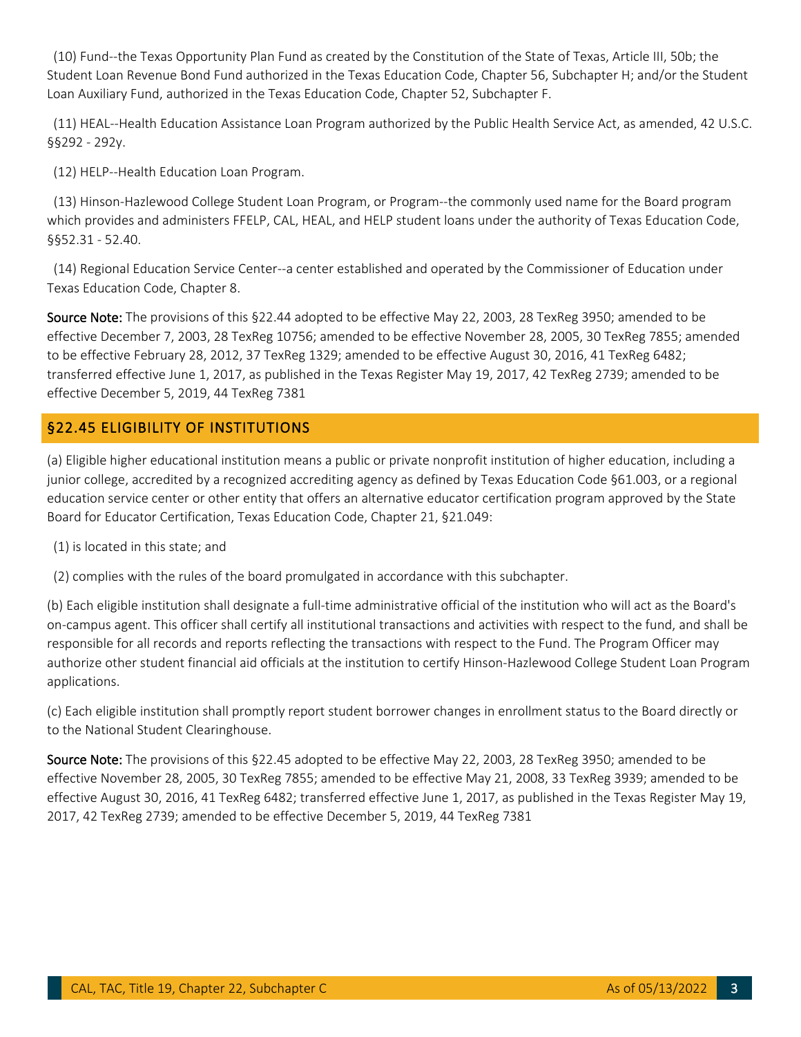(10) Fund--the Texas Opportunity Plan Fund as created by the Constitution of the State of Texas, Article III, 50b; the Student Loan Revenue Bond Fund authorized in the Texas Education Code, Chapter 56, Subchapter H; and/or the Student Loan Auxiliary Fund, authorized in the Texas Education Code, Chapter 52, Subchapter F.

(11) HEAL--Health Education Assistance Loan Program authorized by the Public Health Service Act, as amended, 42 U.S.C. §§292 - 292y.

(12) HELP--Health Education Loan Program.

(13) Hinson-Hazlewood College Student Loan Program, or Program--the commonly used name for the Board program which provides and administers FFELP, CAL, HEAL, and HELP student loans under the authority of Texas Education Code, §§52.31 - 52.40.

(14) Regional Education Service Center--a center established and operated by the Commissioner of Education under Texas Education Code, Chapter 8.

**Source Note:** The provisions of this §22.44 adopted to be effective May 22, 2003, 28 TexReg 3950; amended to be effective December 7, 2003, 28 TexReg 10756; amended to be effective November 28, 2005, 30 TexReg 7855; amended to be effective February 28, 2012, 37 TexReg 1329; amended to be effective August 30, 2016, 41 TexReg 6482; transferred effective June 1, 2017, as published in the Texas Register May 19, 2017, 42 TexReg 2739; amended to be effective December 5, 2019, 44 TexReg 7381

## §22.45 ELIGIBILITY OF INSTITUTIONS

(a) Eligible higher educational institution means a public or private nonprofit institution of higher education, including a junior college, accredited by a recognized accrediting agency as defined by Texas Education Code §61.003, or a regional education service center or other entity that offers an alternative educator certification program approved by the State Board for Educator Certification, Texas Education Code, Chapter 21, §21.049:

(1) is located in this state; and

(2) complies with the rules of the board promulgated in accordance with this subchapter.

(b) Each eligible institution shall designate a full-time administrative official of the institution who will act as the Board's on-campus agent. This officer shall certify all institutional transactions and activities with respect to the fund, and shall be responsible for all records and reports reflecting the transactions with respect to the Fund. The Program Officer may authorize other student financial aid officials at the institution to certify Hinson-Hazlewood College Student Loan Program applications.

(c) Each eligible institution shall promptly report student borrower changes in enrollment status to the Board directly or to the National Student Clearinghouse.

**Source Note:** The provisions of this §22.45 adopted to be effective May 22, 2003, 28 TexReg 3950; amended to be effective November 28, 2005, 30 TexReg 7855; amended to be effective May 21, 2008, 33 TexReg 3939; amended to be effective August 30, 2016, 41 TexReg 6482; transferred effective June 1, 2017, as published in the Texas Register May 19, 2017, 42 TexReg 2739; amended to be effective December 5, 2019, 44 TexReg 7381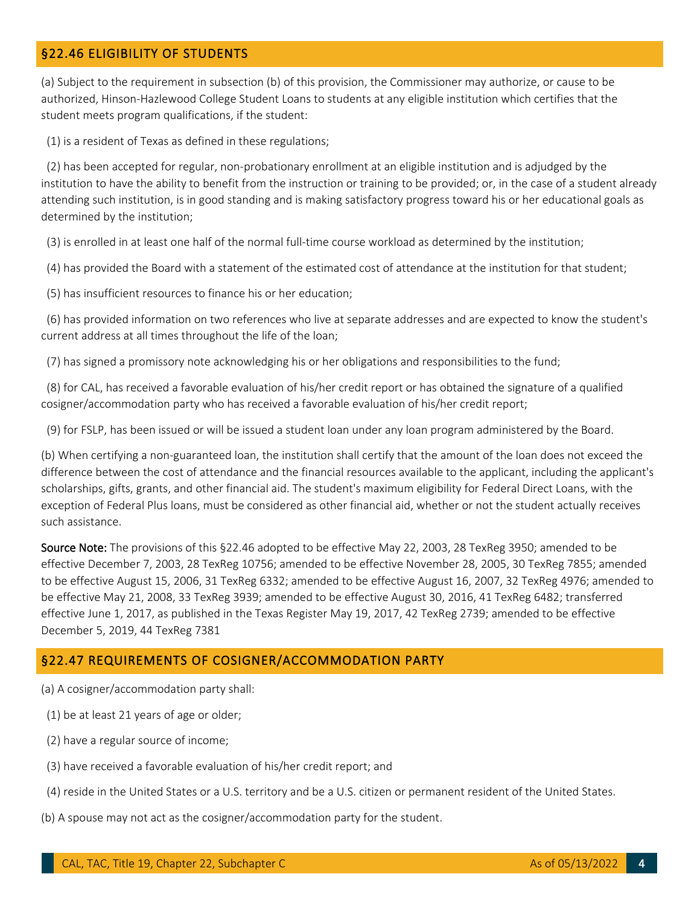## §22.46 ELIGIBILITY OF STUDENTS

(a) Subject to the requirement in subsection (b) of this provision, the Commissioner may authorize, or cause to be authorized, Hinson-Hazlewood College Student Loans to students at any eligible institution which certifies that the student meets program qualifications, if the student:

(1) is a resident of Texas as defined in these regulations;

(2) has been accepted for regular, non-probationary enrollment at an eligible institution and is adjudged by the institution to have the ability to benefit from the instruction or training to be provided; or, in the case of a student already attending such institution, is in good standing and is making satisfactory progress toward his or her educational goals as determined by the institution;

(3) is enrolled in at least one half of the normal full-time course workload as determined by the institution;

(4) has provided the Board with a statement of the estimated cost of attendance at the institution for that student;

(5) has insufficient resources to finance his or her education;

(6) has provided information on two references who live at separate addresses and are expected to know the student's current address at all times throughout the life of the loan;

(7) has signed a promissory note acknowledging his or her obligations and responsibilities to the fund;

(8) for CAL, has received a favorable evaluation of his/her credit report or has obtained the signature of a qualified cosigner/accommodation party who has received a favorable evaluation of his/her credit report;

(9) for FSLP, has been issued or will be issued a student loan under any loan program administered by the Board.

(b) When certifying a non-guaranteed loan, the institution shall certify that the amount of the loan does not exceed the difference between the cost of attendance and the financial resources available to the applicant, including the applicant's scholarships, gifts, grants, and other financial aid. The student's maximum eligibility for Federal Direct Loans, with the exception of Federal Plus loans, must be considered as other financial aid, whether or not the student actually receives such assistance.

**Source Note:** The provisions of this §22.46 adopted to be effective May 22, 2003, 28 TexReg 3950; amended to be effective December 7, 2003, 28 TexReg 10756; amended to be effective November 28, 2005, 30 TexReg 7855; amended to be effective August 15, 2006, 31 TexReg 6332; amended to be effective August 16, 2007, 32 TexReg 4976; amended to be effective May 21, 2008, 33 TexReg 3939; amended to be effective August 30, 2016, 41 TexReg 6482; transferred effective June 1, 2017, as published in the Texas Register May 19, 2017, 42 TexReg 2739; amended to be effective December 5, 2019, 44 TexReg 7381

## §22.47 REQUIREMENTS OF COSIGNER/ACCOMMODATION PARTY

(a) A cosigner/accommodation party shall:

(1) be at least 21 years of age or older;

(2) have a regular source of income;

(3) have received a favorable evaluation of his/her credit report; and

(4) reside in the United States or a U.S. territory and be a U.S. citizen or permanent resident of the United States.

(b) A spouse may not act as the cosigner/accommodation party for the student.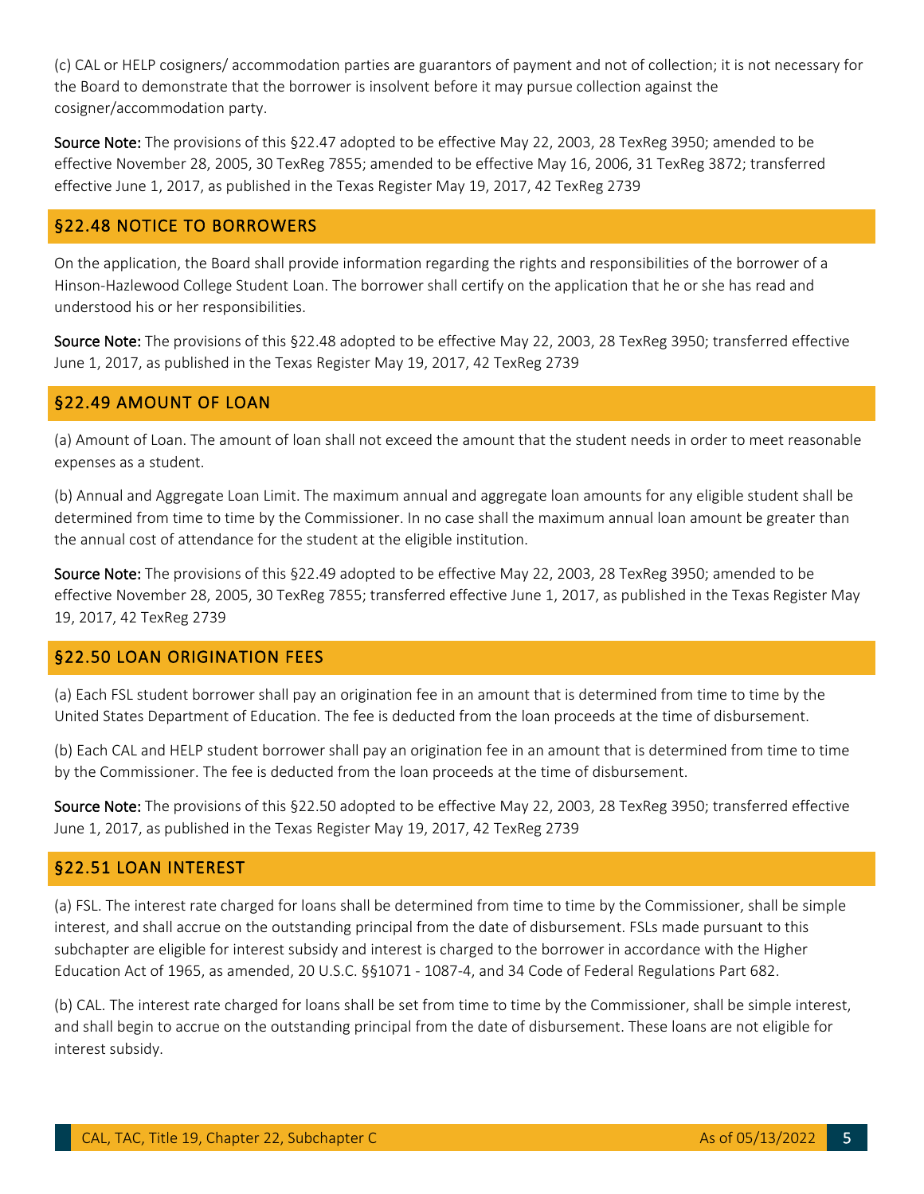(c) CAL or HELP cosigners/ accommodation parties are guarantors of payment and not of collection; it is not necessary for the Board to demonstrate that the borrower is insolvent before it may pursue collection against the cosigner/accommodation party.

**Source Note:** The provisions of this §22.47 adopted to be effective May 22, 2003, 28 TexReg 3950; amended to be effective November 28, 2005, 30 TexReg 7855; amended to be effective May 16, 2006, 31 TexReg 3872; transferred effective June 1, 2017, as published in the Texas Register May 19, 2017, 42 TexReg 2739

## §22.48 NOTICE TO BORROWERS

On the application, the Board shall provide information regarding the rights and responsibilities of the borrower of a Hinson-Hazlewood College Student Loan. The borrower shall certify on the application that he or she has read and understood his or her responsibilities.

**Source Note:** The provisions of this §22.48 adopted to be effective May 22, 2003, 28 TexReg 3950; transferred effective June 1, 2017, as published in the Texas Register May 19, 2017, 42 TexReg 2739

## §22.49 AMOUNT OF LOAN

(a) Amount of Loan. The amount of loan shall not exceed the amount that the student needs in order to meet reasonable expenses as a student.

(b) Annual and Aggregate Loan Limit. The maximum annual and aggregate loan amounts for any eligible student shall be determined from time to time by the Commissioner. In no case shall the maximum annual loan amount be greater than the annual cost of attendance for the student at the eligible institution.

**Source Note:** The provisions of this §22.49 adopted to be effective May 22, 2003, 28 TexReg 3950; amended to be effective November 28, 2005, 30 TexReg 7855; transferred effective June 1, 2017, as published in the Texas Register May 19, 2017, 42 TexReg 2739

## §22.50 LOAN ORIGINATION FEES

(a) Each FSL student borrower shall pay an origination fee in an amount that is determined from time to time by the United States Department of Education. The fee is deducted from the loan proceeds at the time of disbursement.

(b) Each CAL and HELP student borrower shall pay an origination fee in an amount that is determined from time to time by the Commissioner. The fee is deducted from the loan proceeds at the time of disbursement.

**Source Note:** The provisions of this §22.50 adopted to be effective May 22, 2003, 28 TexReg 3950; transferred effective June 1, 2017, as published in the Texas Register May 19, 2017, 42 TexReg 2739

## §22.51 LOAN INTEREST

(a) FSL. The interest rate charged for loans shall be determined from time to time by the Commissioner, shall be simple interest, and shall accrue on the outstanding principal from the date of disbursement. FSLs made pursuant to this subchapter are eligible for interest subsidy and interest is charged to the borrower in accordance with the Higher Education Act of 1965, as amended, 20 U.S.C. §§1071 - 1087-4, and 34 Code of Federal Regulations Part 682.

(b) CAL. The interest rate charged for loans shall be set from time to time by the Commissioner, shall be simple interest, and shall begin to accrue on the outstanding principal from the date of disbursement. These loans are not eligible for interest subsidy.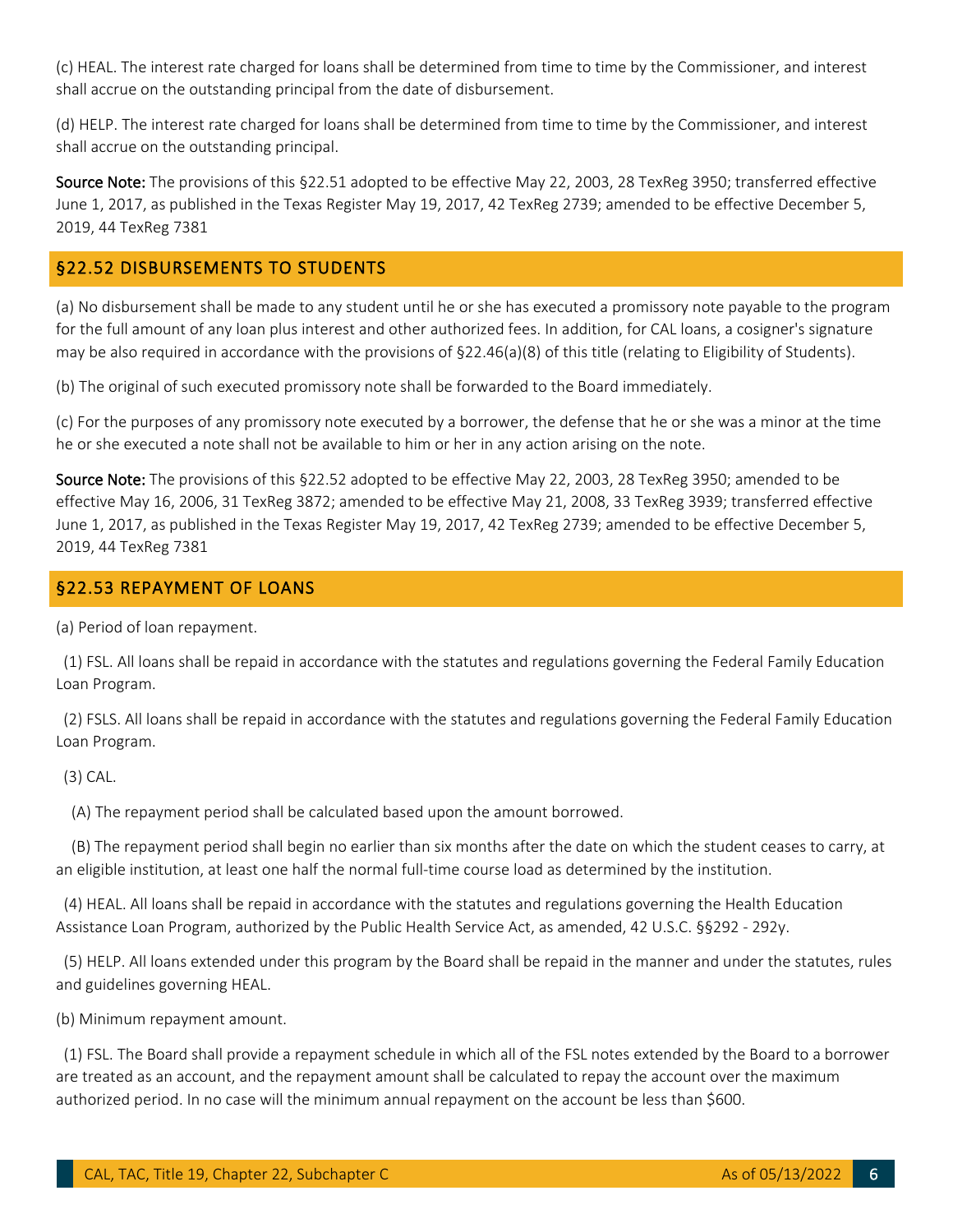(c) HEAL. The interest rate charged for loans shall be determined from time to time by the Commissioner, and interest shall accrue on the outstanding principal from the date of disbursement.

(d) HELP. The interest rate charged for loans shall be determined from time to time by the Commissioner, and interest shall accrue on the outstanding principal.

**Source Note:** The provisions of this §22.51 adopted to be effective May 22, 2003, 28 TexReg 3950; transferred effective June 1, 2017, as published in the Texas Register May 19, 2017, 42 TexReg 2739; amended to be effective December 5, 2019, 44 TexReg 7381

## §22.52 DISBURSEMENTS TO STUDENTS

(a) No disbursement shall be made to any student until he or she has executed a promissory note payable to the program for the full amount of any loan plus interest and other authorized fees. In addition, for CAL loans, a cosigner's signature may be also required in accordance with the provisions of §22.46(a)(8) of this title (relating to Eligibility of Students).

(b) The original of such executed promissory note shall be forwarded to the Board immediately.

(c) For the purposes of any promissory note executed by a borrower, the defense that he or she was a minor at the time he or she executed a note shall not be available to him or her in any action arising on the note.

**Source Note:** The provisions of this §22.52 adopted to be effective May 22, 2003, 28 TexReg 3950; amended to be effective May 16, 2006, 31 TexReg 3872; amended to be effective May 21, 2008, 33 TexReg 3939; transferred effective June 1, 2017, as published in the Texas Register May 19, 2017, 42 TexReg 2739; amended to be effective December 5, 2019, 44 TexReg 7381

## §22.53 REPAYMENT OF LOANS

(a) Period of loan repayment.

(1) FSL. All loans shall be repaid in accordance with the statutes and regulations governing the Federal Family Education Loan Program.

(2) FSLS. All loans shall be repaid in accordance with the statutes and regulations governing the Federal Family Education Loan Program.

(3) CAL.

(A) The repayment period shall be calculated based upon the amount borrowed.

(B) The repayment period shall begin no earlier than six months after the date on which the student ceases to carry, at an eligible institution, at least one half the normal full-time course load as determined by the institution.

(4) HEAL. All loans shall be repaid in accordance with the statutes and regulations governing the Health Education Assistance Loan Program, authorized by the Public Health Service Act, as amended, 42 U.S.C. §§292 - 292y.

(5) HELP. All loans extended under this program by the Board shall be repaid in the manner and under the statutes, rules and guidelines governing HEAL.

(b) Minimum repayment amount.

(1) FSL. The Board shall provide a repayment schedule in which all of the FSL notes extended by the Board to a borrower are treated as an account, and the repayment amount shall be calculated to repay the account over the maximum authorized period. In no case will the minimum annual repayment on the account be less than $600.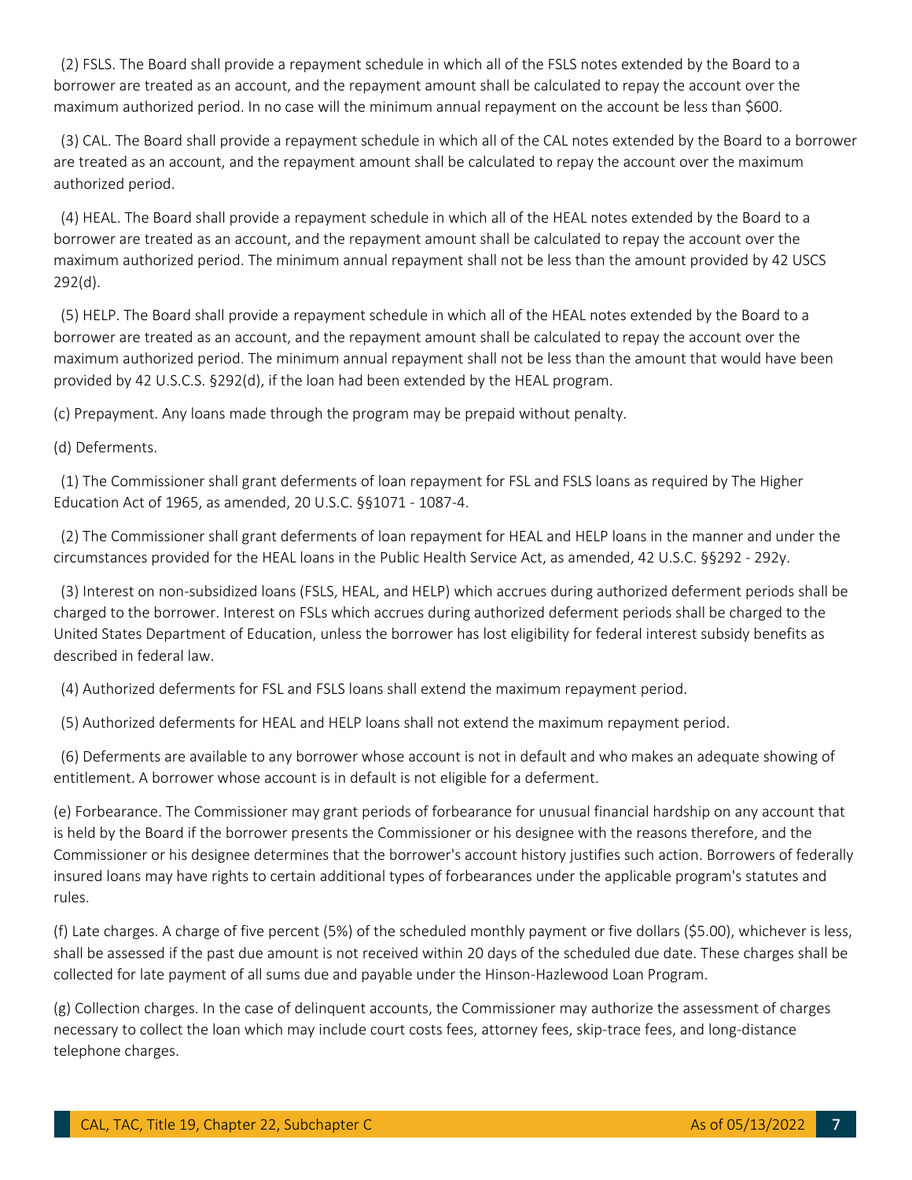(2) FSLS. The Board shall provide a repayment schedule in which all of the FSLS notes extended by the Board to a borrower are treated as an account, and the repayment amount shall be calculated to repay the account over the maximum authorized period. In no case will the minimum annual repayment on the account be less than $600.

(3) CAL. The Board shall provide a repayment schedule in which all of the CAL notes extended by the Board to a borrower are treated as an account, and the repayment amount shall be calculated to repay the account over the maximum authorized period.

(4) HEAL. The Board shall provide a repayment schedule in which all of the HEAL notes extended by the Board to a borrower are treated as an account, and the repayment amount shall be calculated to repay the account over the maximum authorized period. The minimum annual repayment shall not be less than the amount provided by 42 USCS 292(d).

(5) HELP. The Board shall provide a repayment schedule in which all of the HEAL notes extended by the Board to a borrower are treated as an account, and the repayment amount shall be calculated to repay the account over the maximum authorized period. The minimum annual repayment shall not be less than the amount that would have been provided by 42 U.S.C.S. §292(d), if the loan had been extended by the HEAL program.

(c) Prepayment. Any loans made through the program may be prepaid without penalty.

(d) Deferments.

(1) The Commissioner shall grant deferments of loan repayment for FSL and FSLS loans as required by The Higher Education Act of 1965, as amended, 20 U.S.C. §§1071 - 1087-4.

(2) The Commissioner shall grant deferments of loan repayment for HEAL and HELP loans in the manner and under the circumstances provided for the HEAL loans in the Public Health Service Act, as amended, 42 U.S.C. §§292 - 292y.

(3) Interest on non-subsidized loans (FSLS, HEAL, and HELP) which accrues during authorized deferment periods shall be charged to the borrower. Interest on FSLs which accrues during authorized deferment periods shall be charged to the United States Department of Education, unless the borrower has lost eligibility for federal interest subsidy benefits as described in federal law.

(4) Authorized deferments for FSL and FSLS loans shall extend the maximum repayment period.

(5) Authorized deferments for HEAL and HELP loans shall not extend the maximum repayment period.

(6) Deferments are available to any borrower whose account is not in default and who makes an adequate showing of entitlement. A borrower whose account is in default is not eligible for a deferment.

(e) Forbearance. The Commissioner may grant periods of forbearance for unusual financial hardship on any account that is held by the Board if the borrower presents the Commissioner or his designee with the reasons therefore, and the Commissioner or his designee determines that the borrower's account history justifies such action. Borrowers of federally insured loans may have rights to certain additional types of forbearances under the applicable program's statutes and rules.

(f) Late charges. A charge of five percent (5%) of the scheduled monthly payment or five dollars ($5.00), whichever is less, shall be assessed if the past due amount is not received within 20 days of the scheduled due date. These charges shall be collected for late payment of all sums due and payable under the Hinson-Hazlewood Loan Program.

(g) Collection charges. In the case of delinquent accounts, the Commissioner may authorize the assessment of charges necessary to collect the loan which may include court costs fees, attorney fees, skip-trace fees, and long-distance telephone charges.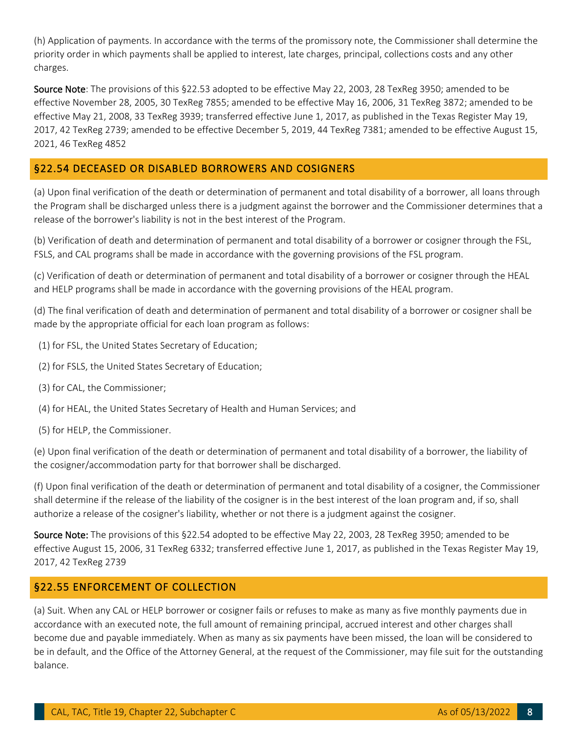(h) Application of payments. In accordance with the terms of the promissory note, the Commissioner shall determine the priority order in which payments shall be applied to interest, late charges, principal, collections costs and any other charges.

**Source Note**: The provisions of this §22.53 adopted to be effective May 22, 2003, 28 TexReg 3950; amended to be effective November 28, 2005, 30 TexReg 7855; amended to be effective May 16, 2006, 31 TexReg 3872; amended to be effective May 21, 2008, 33 TexReg 3939; transferred effective June 1, 2017, as published in the Texas Register May 19, 2017, 42 TexReg 2739; amended to be effective December 5, 2019, 44 TexReg 7381; amended to be effective August 15, 2021, 46 TexReg 4852

## §22.54 DECEASED OR DISABLED BORROWERS AND COSIGNERS

(a) Upon final verification of the death or determination of permanent and total disability of a borrower, all loans through the Program shall be discharged unless there is a judgment against the borrower and the Commissioner determines that a release of the borrower's liability is not in the best interest of the Program.

(b) Verification of death and determination of permanent and total disability of a borrower or cosigner through the FSL, FSLS, and CAL programs shall be made in accordance with the governing provisions of the FSL program.

(c) Verification of death or determination of permanent and total disability of a borrower or cosigner through the HEAL and HELP programs shall be made in accordance with the governing provisions of the HEAL program.

(d) The final verification of death and determination of permanent and total disability of a borrower or cosigner shall be made by the appropriate official for each loan program as follows:

(1) for FSL, the United States Secretary of Education;

(2) for FSLS, the United States Secretary of Education;

(3) for CAL, the Commissioner;

(4) for HEAL, the United States Secretary of Health and Human Services; and

(5) for HELP, the Commissioner.

(e) Upon final verification of the death or determination of permanent and total disability of a borrower, the liability of the cosigner/accommodation party for that borrower shall be discharged.

(f) Upon final verification of the death or determination of permanent and total disability of a cosigner, the Commissioner shall determine if the release of the liability of the cosigner is in the best interest of the loan program and, if so, shall authorize a release of the cosigner's liability, whether or not there is a judgment against the cosigner.

**Source Note:** The provisions of this §22.54 adopted to be effective May 22, 2003, 28 TexReg 3950; amended to be effective August 15, 2006, 31 TexReg 6332; transferred effective June 1, 2017, as published in the Texas Register May 19, 2017, 42 TexReg 2739

## §22.55 ENFORCEMENT OF COLLECTION

(a) Suit. When any CAL or HELP borrower or cosigner fails or refuses to make as many as five monthly payments due in accordance with an executed note, the full amount of remaining principal, accrued interest and other charges shall become due and payable immediately. When as many as six payments have been missed, the loan will be considered to be in default, and the Office of the Attorney General, at the request of the Commissioner, may file suit for the outstanding balance.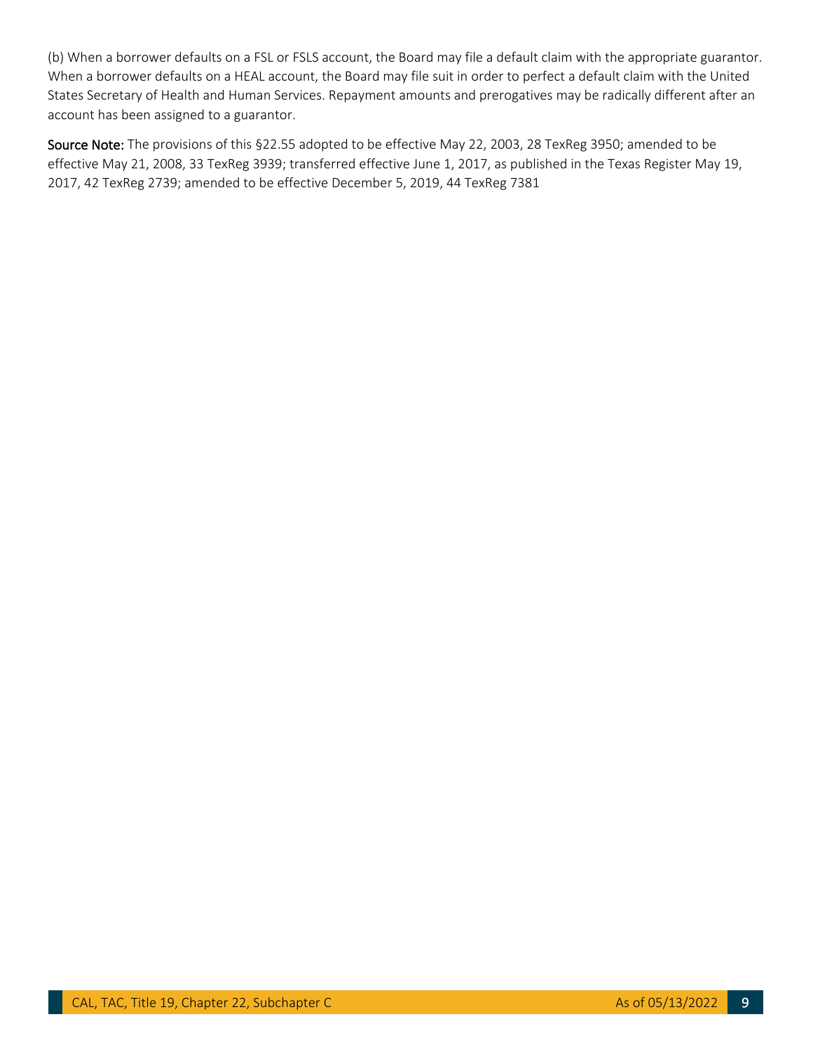(b) When a borrower defaults on a FSL or FSLS account, the Board may file a default claim with the appropriate guarantor. When a borrower defaults on a HEAL account, the Board may file suit in order to perfect a default claim with the United States Secretary of Health and Human Services. Repayment amounts and prerogatives may be radically different after an account has been assigned to a guarantor.

**Source Note:** The provisions of this §22.55 adopted to be effective May 22, 2003, 28 TexReg 3950; amended to be effective May 21, 2008, 33 TexReg 3939; transferred effective June 1, 2017, as published in the Texas Register May 19, 2017, 42 TexReg 2739; amended to be effective December 5, 2019, 44 TexReg 7381